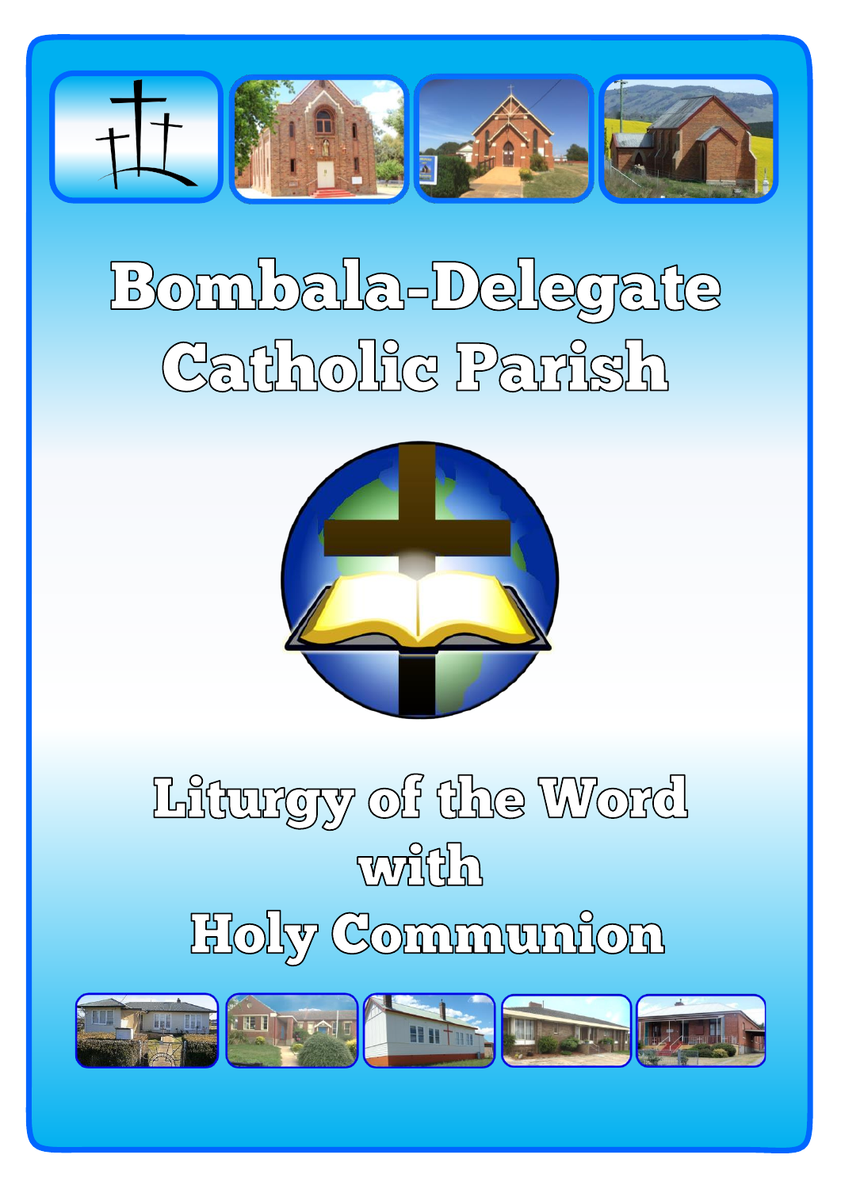# Bombala-Delegate Catholic Parish

# Liturgy of the Word with Holy Communion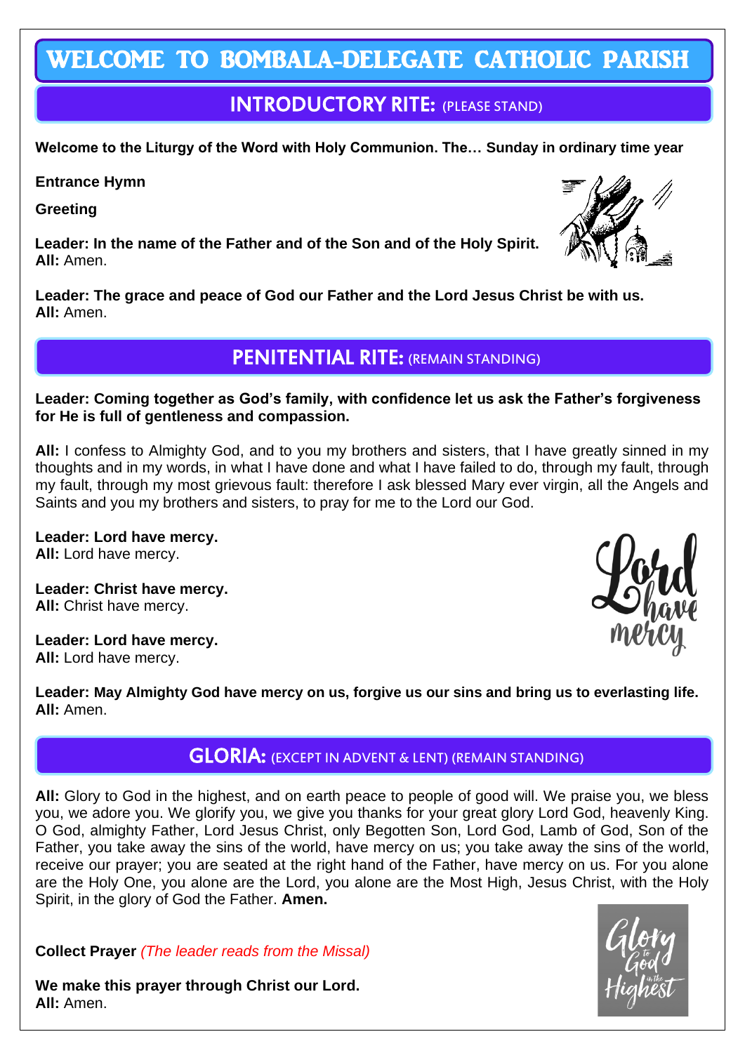# WELCOME TO BOMBALA-DELEGATE CATHOLIC PARISH

## INTRODUCTORY RITE: (PLEASE STAND)

**Welcome to the Liturgy of the Word with Holy Communion. The… Sunday in ordinary time year**

**Entrance Hymn**

**Greeting**

**Leader: In the name of the Father and of the Son and of the Holy Spirit.**
**All:** Amen.

**Leader: The grace and peace of God our Father and the Lord Jesus Christ be with us.**
**All:** Amen.

## PENITENTIAL RITE: (REMAIN STANDING)

**Leader: Coming together as God's family, with confidence let us ask the Father's forgiveness for He is full of gentleness and compassion.**

**All:** I confess to Almighty God, and to you my brothers and sisters, that I have greatly sinned in my thoughts and in my words, in what I have done and what I have failed to do, through my fault, through my fault, through my most grievous fault: therefore I ask blessed Mary ever virgin, all the Angels and Saints and you my brothers and sisters, to pray for me to the Lord our God.

**Leader: Lord have mercy.**
**All:** Lord have mercy.

**Leader: Christ have mercy.**
**All:** Christ have mercy.

**Leader: Lord have mercy.**
**All:** Lord have mercy.

**Leader: May Almighty God have mercy on us, forgive us our sins and bring us to everlasting life.**
**All:** Amen.

## GLORIA: (EXCEPT IN ADVENT & LENT) (REMAIN STANDING)

**All:** Glory to God in the highest, and on earth peace to people of good will. We praise you, we bless you, we adore you. We glorify you, we give you thanks for your great glory Lord God, heavenly King. O God, almighty Father, Lord Jesus Christ, only Begotten Son, Lord God, Lamb of God, Son of the Father, you take away the sins of the world, have mercy on us; you take away the sins of the world, receive our prayer; you are seated at the right hand of the Father, have mercy on us. For you alone are the Holy One, you alone are the Lord, you alone are the Most High, Jesus Christ, with the Holy Spirit, in the glory of God the Father. **Amen.**

**Collect Prayer** *(The leader reads from the Missal)*

**We make this prayer through Christ our Lord.**
**All:** Amen.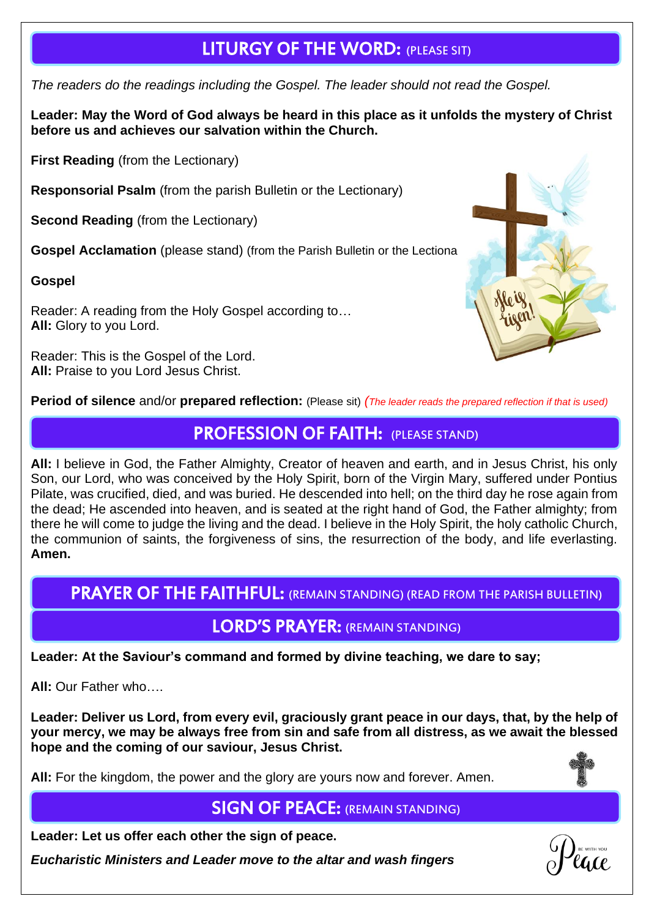## LITURGY OF THE WORD: (PLEASE SIT)

*The readers do the readings including the Gospel. The leader should not read the Gospel.*

**Leader: May the Word of God always be heard in this place as it unfolds the mystery of Christ before us and achieves our salvation within the Church.**

**First Reading** (from the Lectionary)

**Responsorial Psalm** (from the parish Bulletin or the Lectionary)

**Second Reading** (from the Lectionary)

**Gospel Acclamation** (please stand) (from the Parish Bulletin or the Lectiona

**Gospel**

Reader: A reading from the Holy Gospel according to…
**All:** Glory to you Lord.

Reader: This is the Gospel of the Lord.
**All:** Praise to you Lord Jesus Christ.

**Period of silence** and/or **prepared reflection:** (Please sit) *(The leader reads the prepared reflection if that is used)*

## PROFESSION OF FAITH: (PLEASE STAND)

**All:** I believe in God, the Father Almighty, Creator of heaven and earth, and in Jesus Christ, his only Son, our Lord, who was conceived by the Holy Spirit, born of the Virgin Mary, suffered under Pontius Pilate, was crucified, died, and was buried. He descended into hell; on the third day he rose again from the dead; He ascended into heaven, and is seated at the right hand of God, the Father almighty; from there he will come to judge the living and the dead. I believe in the Holy Spirit, the holy catholic Church, the communion of saints, the forgiveness of sins, the resurrection of the body, and life everlasting. **Amen.**

## PRAYER OF THE FAITHFUL: (REMAIN STANDING) (READ FROM THE PARISH BULLETIN)

## LORD'S PRAYER: (REMAIN STANDING)

**Leader: At the Saviour's command and formed by divine teaching, we dare to say;**

**All:** Our Father who….

**Leader: Deliver us Lord, from every evil, graciously grant peace in our days, that, by the help of your mercy, we may be always free from sin and safe from all distress, as we await the blessed hope and the coming of our saviour, Jesus Christ.**

**All:** For the kingdom, the power and the glory are yours now and forever. Amen.

## SIGN OF PEACE: (REMAIN STANDING)

**Leader: Let us offer each other the sign of peace.**

***Eucharistic Ministers and Leader move to the altar and wash fingers***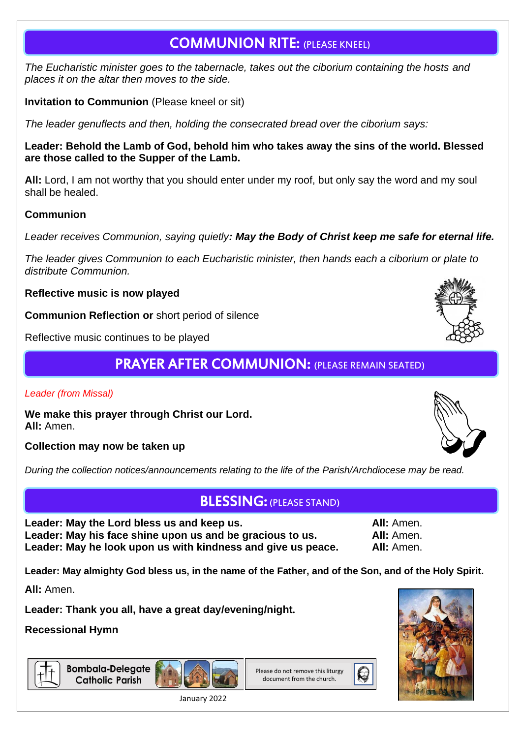## COMMUNION RITE: (PLEASE KNEEL)

*The Eucharistic minister goes to the tabernacle, takes out the ciborium containing the hosts and places it on the altar then moves to the side.*

**Invitation to Communion** (Please kneel or sit)

*The leader genuflects and then, holding the consecrated bread over the ciborium says:*

**Leader: Behold the Lamb of God, behold him who takes away the sins of the world. Blessed are those called to the Supper of the Lamb.**

**All:** Lord, I am not worthy that you should enter under my roof, but only say the word and my soul shall be healed.

**Communion**

*Leader receives Communion, saying quietly**: May the Body of Christ keep me safe for eternal life.***

*The leader gives Communion to each Eucharistic minister, then hands each a ciborium or plate to distribute Communion.*

**Reflective music is now played**

**Communion Reflection or** short period of silence

Reflective music continues to be played

## PRAYER AFTER COMMUNION: (PLEASE REMAIN SEATED)

*Leader (from Missal)*

**We make this prayer through Christ our Lord.**
**All:** Amen.

**Collection may now be taken up**

*During the collection notices/announcements relating to the life of the Parish/Archdiocese may be read.*

## BLESSING: (PLEASE STAND)

**Leader: May the Lord bless us and keep us.** **All:** Amen.
**Leader: May his face shine upon us and be gracious to us.** **All:** Amen.
**Leader: May he look upon us with kindness and give us peace.** **All:** Amen.

**Leader: May almighty God bless us, in the name of the Father, and of the Son, and of the Holy Spirit.**

**All:** Amen.

**Leader: Thank you all, have a great day/evening/night.**

**Recessional Hymn**

Bombala-Delegate Catholic Parish

Please do not remove this liturgy document from the church.

January 2022